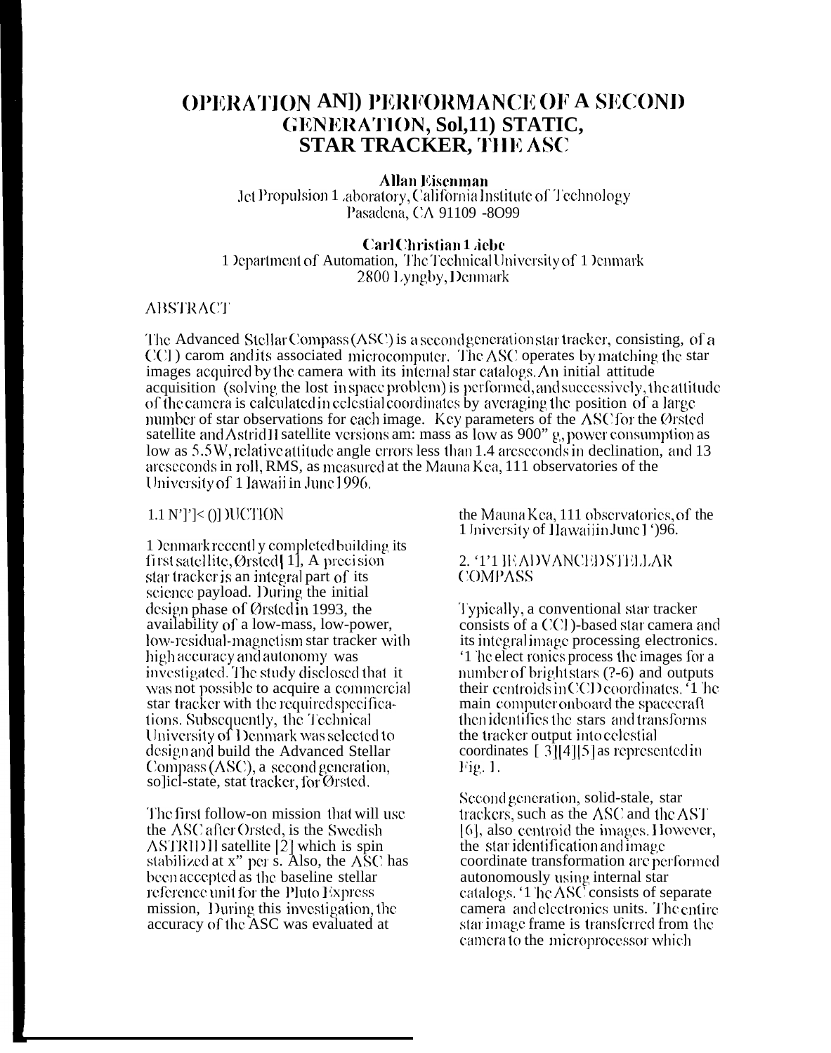# OPERATION AN]) PERFORMANCE OF A SECOND GENERATION, Sol,11) STATIC, STAR TRACKER, THE ASC

**Allan Eisenman**
Jet Propulsion 1 ,aboratory, California Institute of Technology
Pasadena, CA 91109 -8O99

**Carl Christian 1 ,iebe**
1 )epartment of Automation, The Technical University of 1 )enmark
2800 Lyngby, Denmark

## ABSTRACT

The Advanced Stellar Compass (ASC) is a second generation star tracker, consisting, of a CC1 ) carom and its associated microcomputer. The ASC operates by matching the star images acquired by the camera with its internal star catalogs. An initial attitude acquisition (solving the lost in space problem) is performed, and successively, the attitude of the camera is calculated in celestial coordinates by averaging the position of a large number of star observations for each image. Key parameters of the ASC for the Ørsted satellite and Astrid II satellite versions am: mass as low as 900" g, power consumption as low as 5.5 W, relative attitude angle errors less than 1.4 arcseconds in declination, and 13 arcseconds in roll, RMS, as measured at the Mauna Kea, 111 observatories of the University of 1 Iawaii in June 1996.

## 1.1 N']'|< ()] )UCTION

1 )enmark recentl y completed building its first satellite, Ørsted[1], A precision star tracker is an integral part of its science payload. During the initial design phase of Ørsted in 1993, the availability of a low-mass, low-power, low-residual-magnetism star tracker with high accuracy and autonomy was investigated. The study disclosed that it was not possible to acquire a commercial star tracker with the required specifications. Subsequently, the Technical University of 1 )enmark was selected to design and build the Advanced Stellar Compass (ASC), a second generation, so]icl-state, stat tracker, for Ørsted.

The first follow-on mission that will use the ASC after Orsted, is the Swedish ASTRID II satellite [2] which is spin stabilized at x" per s. Also, the ASC has been accepted as the baseline stellar reference unit for the Pluto Express mission, During this investigation, the accuracy of the ASC was evaluated at the Mauna Kea, 111 observatories, of the 1 Jniversity of Hawaii in June 1 ')96.

## 2. '1'1 IE ADVANCED STELLAR COMPASS

Typically, a conventional star tracker consists of a CC1 )-based star camera and its integral image processing electronics. '1 'he elect ronics process the images for a number of bright stars (?-6) and outputs their centroids in CCD coordinates. '1 'he main computer onboard the spacecraft then identifies the stars and transforms the tracker output into celestial coordinates [ 3][4][5] as represented in Fig. 1.

Second generation, solid-stale, star trackers, such as the ASC and the AST [6], also centroid the images. However, the star identification and image coordinate transformation are performed autonomously using internal star catalogs. '1 'he ASC consists of separate camera and electronics units. The entire star image frame is transferred from the camera to the microprocessor which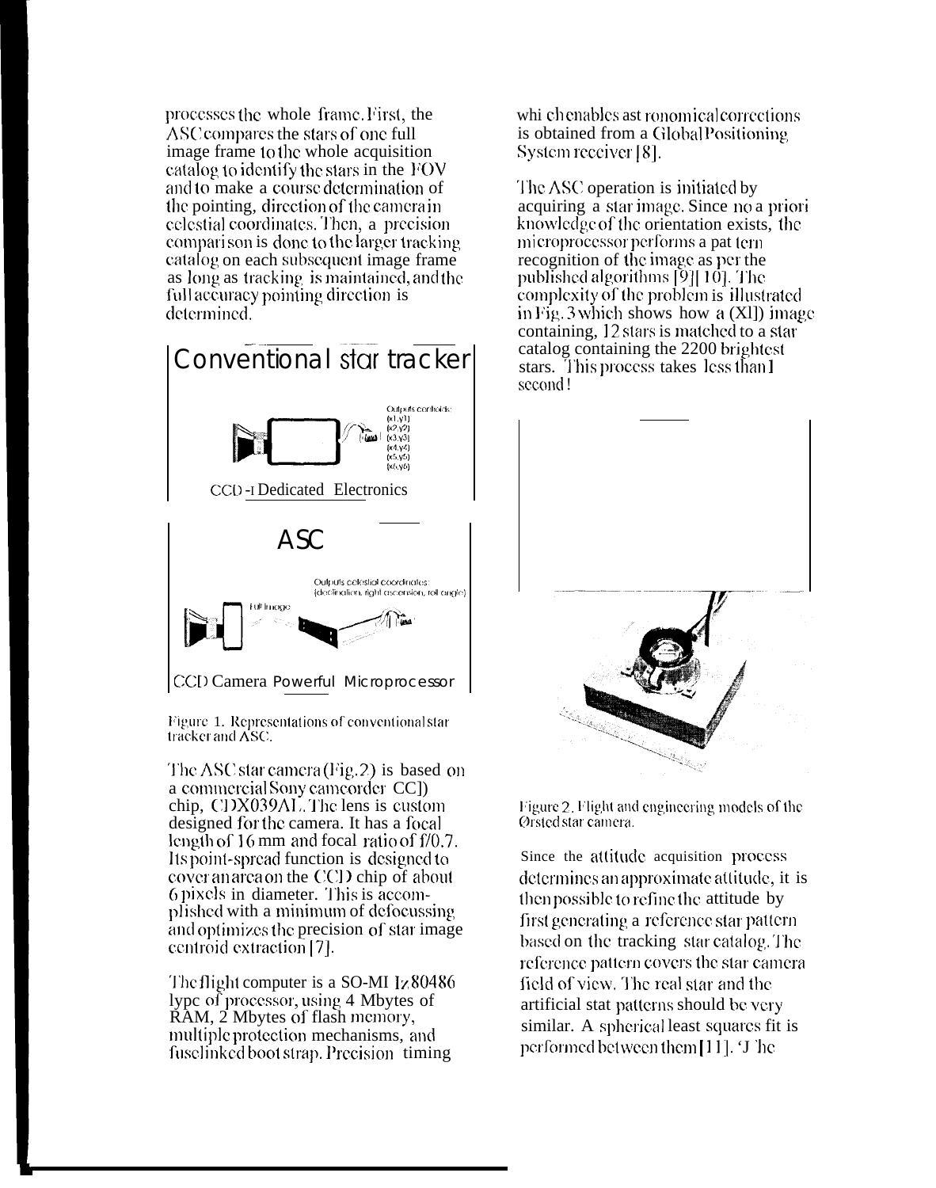processes the whole frame. First, the ASC compares the stars of one full image frame to the whole acquisition catalog to identify the stars in the FOV and to make a course determination of the pointing, direction of the camera in celestial coordinates. Then, a precision comparison is done to the larger tracking catalog on each subsequent image frame as long as tracking is maintained, and the full accuracy pointing direction is determined.

Conventional star tracker

Outputs centroids: (x1,y1) (x2,y2) (x3,y3) (x4,y4) (x5,y5) (x6,y6)

CCD - Dedicated Electronics

ASC

Outputs celestial coordinates: (declination, right ascension, roll angle)

Full image

CCD Camera Powerful Microprocessor

Figure 1. Representations of conventional star tracker and ASC.

The ASC star camera (Fig. 2) is based on a commercial Sony camcorder CCD chip, CDX039AL. The lens is custom designed for the camera. It has a focal length of 16 mm and focal ratio of f/0.7. Its point-spread function is designed to cover an area on the CCD chip of about 6 pixels in diameter. This is accomplished with a minimum of defocussing and optimizes the precision of star image centroid extraction [7].

The flight computer is a SO-MI Iz80486 type of processor, using 4 Mbytes of RAM, 2 Mbytes of flash memory, multiple protection mechanisms, and fuselinked boot strap. Precision timing which enables astronomical corrections is obtained from a Global Positioning System receiver [8].

The ASC operation is initiated by acquiring a star image. Since no a priori knowledge of the orientation exists, the microprocessor performs a pattern recognition of the image as per the published algorithms [9][10]. The complexity of the problem is illustrated in Fig. 3 which shows how a (XID) image containing, 12 stars is matched to a star catalog containing the 2200 brightest stars. This process takes less than 1 second!

Figure 2. Flight and engineering models of the Ørsted star camera.

Since the attitude acquisition process determines an approximate attitude, it is then possible to refine the attitude by first generating a reference star pattern based on the tracking star catalog. The reference pattern covers the star camera field of view. The real star and the artificial stat patterns should be very similar. A spherical least squares fit is performed between them [11]. The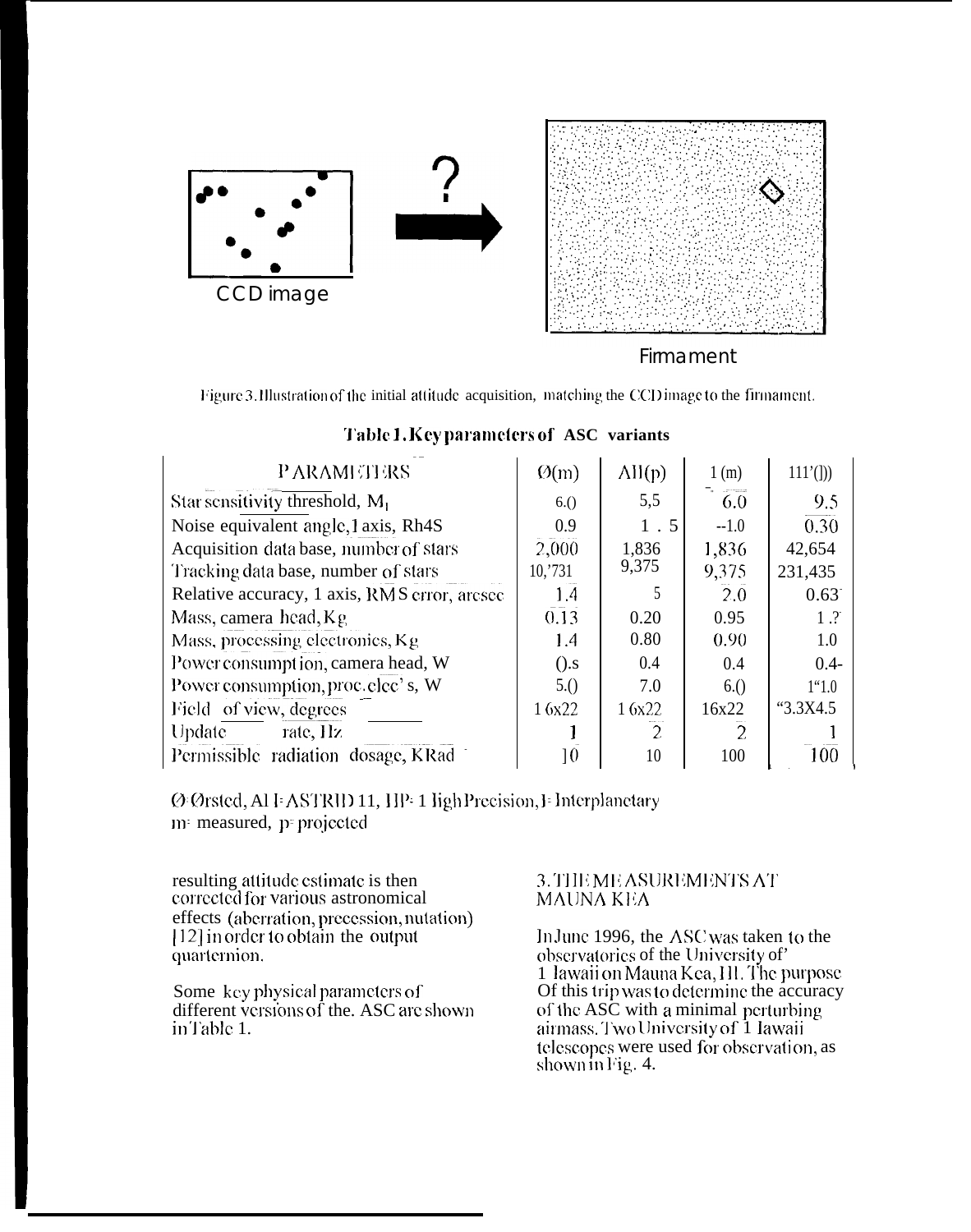CCD image

Firmament

Figure 3. Illustration of the initial attitude acquisition, matching the CCD image to the firmament.

**Table 1. Key parameters of ASC variants**

| PARAMETERS | Ø(m) | AII(p) | I(m) | HP(p) |
|---|---|---|---|---|
| Star sensitivity threshold, $M_I$ | 6.0 | 5,5 | 6.0 | 9.5 |
| Noise equivalent angle, 1 axis, RMS | 0.9 | 1.5 | ~1.0 | 0.30 |
| Acquisition data base, number of stars | 2,000 | 1,836 | 1,836 | 42,654 |
| Tracking data base, number of stars | 10,731 | 9,375 | 9,375 | 231,435 |
| Relative accuracy, 1 axis, RMS error, arcsec | 1.4 | 5 | 2.0 | 0.63 |
| Mass, camera head, Kg | 0.13 | 0.20 | 0.95 | 1.? |
| Mass, processing electronics, Kg | 1.4 | 0.80 | 0.90 | 1.0 |
| Power consumption, camera head, W | 0.5 | 0.4 | 0.4 | 0.4 |
| Power consumption, proc. elec's, W | 5.0 | 7.0 | 6.0 | 1"1.0 |
| Field of view, degrees | 16x22 | 16x22 | 16x22 | 3.3X4.5 |
| Update rate, Hz | 1 | 2 | 2 | 1 |
| Permissible radiation dosage, KRad | 10 | 10 | 100 | 100 |

Ø=Ørsted, AII=ASTRID II, HP=High Precision, I=Interplanetary
m= measured, p= projected

resulting attitude estimate is then corrected for various astronomical effects (aberration, precession, nutation) [12] in order to obtain the output quarternion.

Some key physical parameters of different versions of the. ASC are shown in Table 1.

## 3. THE MEASUREMENTS AT MAUNA KEA

In June 1996, the ASC was taken to the observatories of the University of Hawaii on Mauna Kea, HI. The purpose Of this trip was to determine the accuracy of the ASC with a minimal perturbing airmass. Two University of Hawaii telescopes were used for observation, as shown in Fig. 4.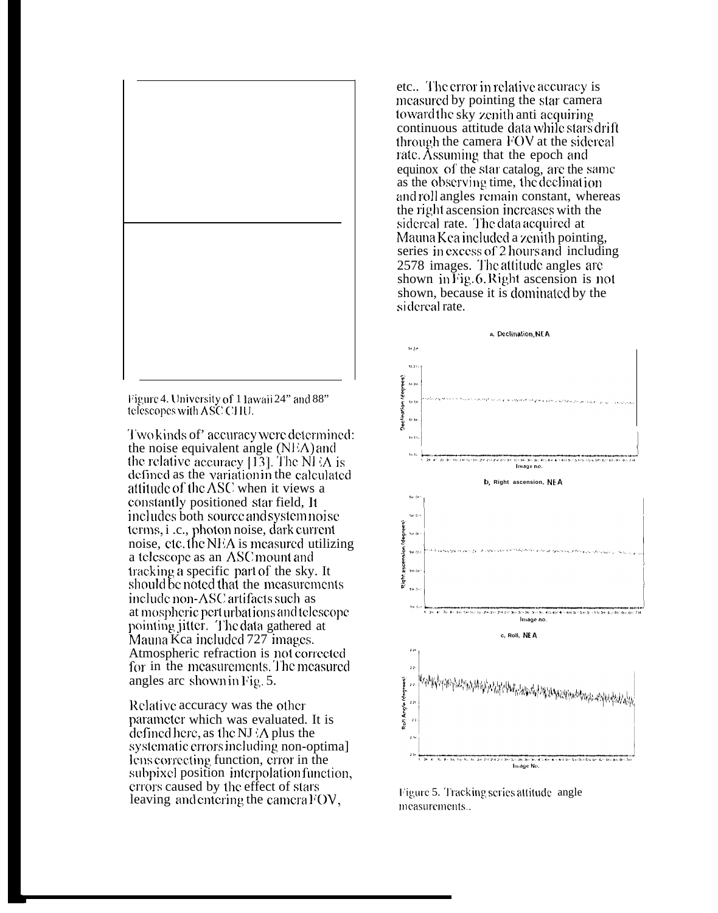Figure 4. University of Hawaii 24" and 88" telescopes with ASC CHU.

Two kinds of accuracy were determined: the noise equivalent angle (NEA) and the relative accuracy [13]. The NEA is defined as the variation in the calculated attitude of the ASC when it views a constantly positioned star field, It includes both source and system noise terms, i.e., photon noise, dark current noise, etc. the NEA is measured utilizing a telescope as an ASC mount and tracking a specific part of the sky. It should be noted that the measurements include non-ASC artifacts such as atmospheric perturbations and telescope pointing jitter. The data gathered at Mauna Kea included 727 images. Atmospheric refraction is not corrected for in the measurements. The measured angles are shown in Fig. 5.

Relative accuracy was the other parameter which was evaluated. It is defined here, as the NEA plus the systematic errors including non-optimal lens correcting function, error in the subpixel position interpolation function, errors caused by the effect of stars leaving and entering the camera FOV, etc.. The error in relative accuracy is measured by pointing the star camera toward the sky zenith and acquiring continuous attitude data while stars drift through the camera FOV at the sidereal rate. Assuming that the epoch and equinox of the star catalog, are the same as the observing time, the declination and roll angles remain constant, whereas the right ascension increases with the sidereal rate. The data acquired at Mauna Kea included a zenith pointing, series in excess of 2 hours and including 2578 images. The attitude angles are shown in Fig. 6. Right ascension is not shown, because it is dominated by the sidereal rate.

Figure 5. Tracking series attitude angle measurements..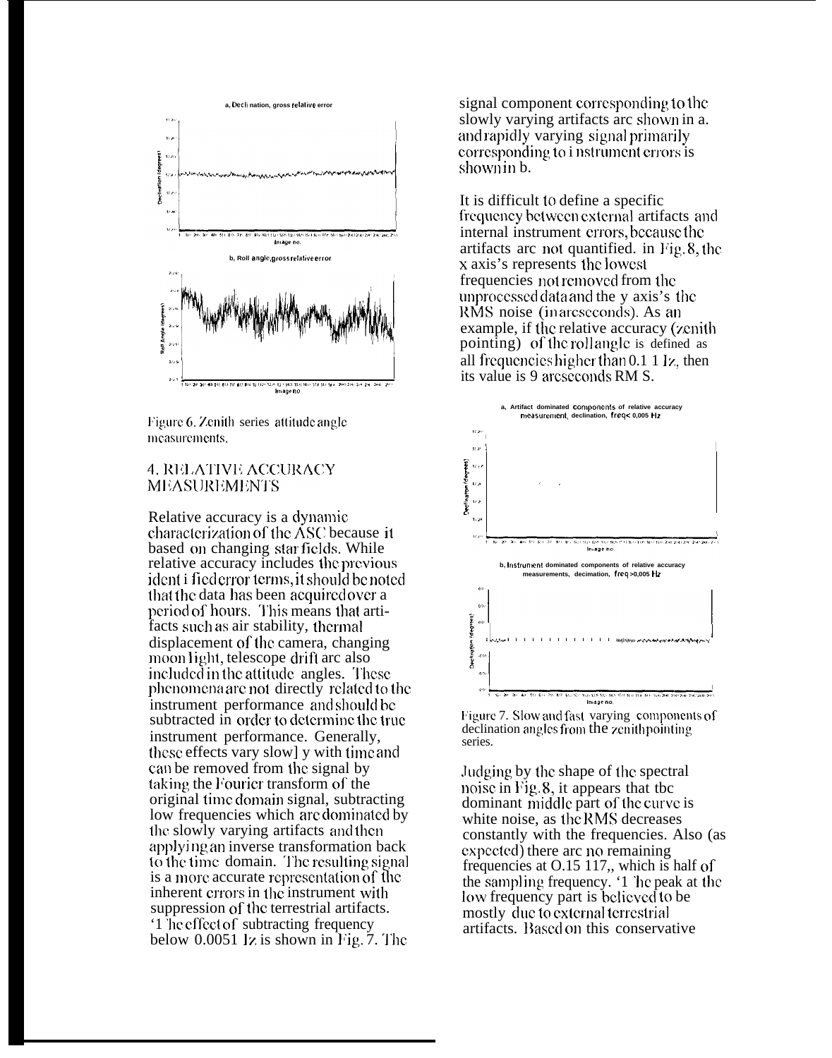Figure 6. Zenith series attitude angle measurements.

## 4. RELATIVE ACCURACY MEASUREMENTS

Relative accuracy is a dynamic characterization of the ASC because it based on changing star fields. While relative accuracy includes the previous identified error terms, it should be noted that the data has been acquired over a period of hours. This means that artifacts such as air stability, thermal displacement of the camera, changing moon light, telescope drift are also included in the attitude angles. These phenomena are not directly related to the instrument performance and should be subtracted in order to determine the true instrument performance. Generally, these effects vary slowly with time and can be removed from the signal by taking the Fourier transform of the original time domain signal, subtracting low frequencies which are dominated by the slowly varying artifacts and then applying an inverse transformation back to the time domain. The resulting signal is a more accurate representation of the inherent errors in the instrument with suppression of the terrestrial artifacts. The effect of subtracting frequency below 0.0051 Hz is shown in Fig. 7. The signal component corresponding to the slowly varying artifacts are shown in a. and rapidly varying signal primarily corresponding to instrument errors is shown in b.

It is difficult to define a specific frequency between external artifacts and internal instrument errors, because the artifacts are not quantified. in Fig. 8, the x axis's represents the lowest frequencies not removed from the unprocessed data and the y axis's the RMS noise (in arcseconds). As an example, if the relative accuracy (zenith pointing) of the roll angle is defined as all frequencies higher than 0.1 1 Hz, then its value is 9 arcseconds RMS.

Figure 7. Slow and fast varying components of declination angles from the zenith pointing series.

Judging by the shape of the spectral noise in Fig. 8, it appears that the dominant middle part of the curve is white noise, as the RMS decreases constantly with the frequencies. Also (as expected) there are no remaining frequencies at 0.15 Hz, which is half of the sampling frequency. The peak at the low frequency part is believed to be mostly due to external terrestrial artifacts. Based on this conservative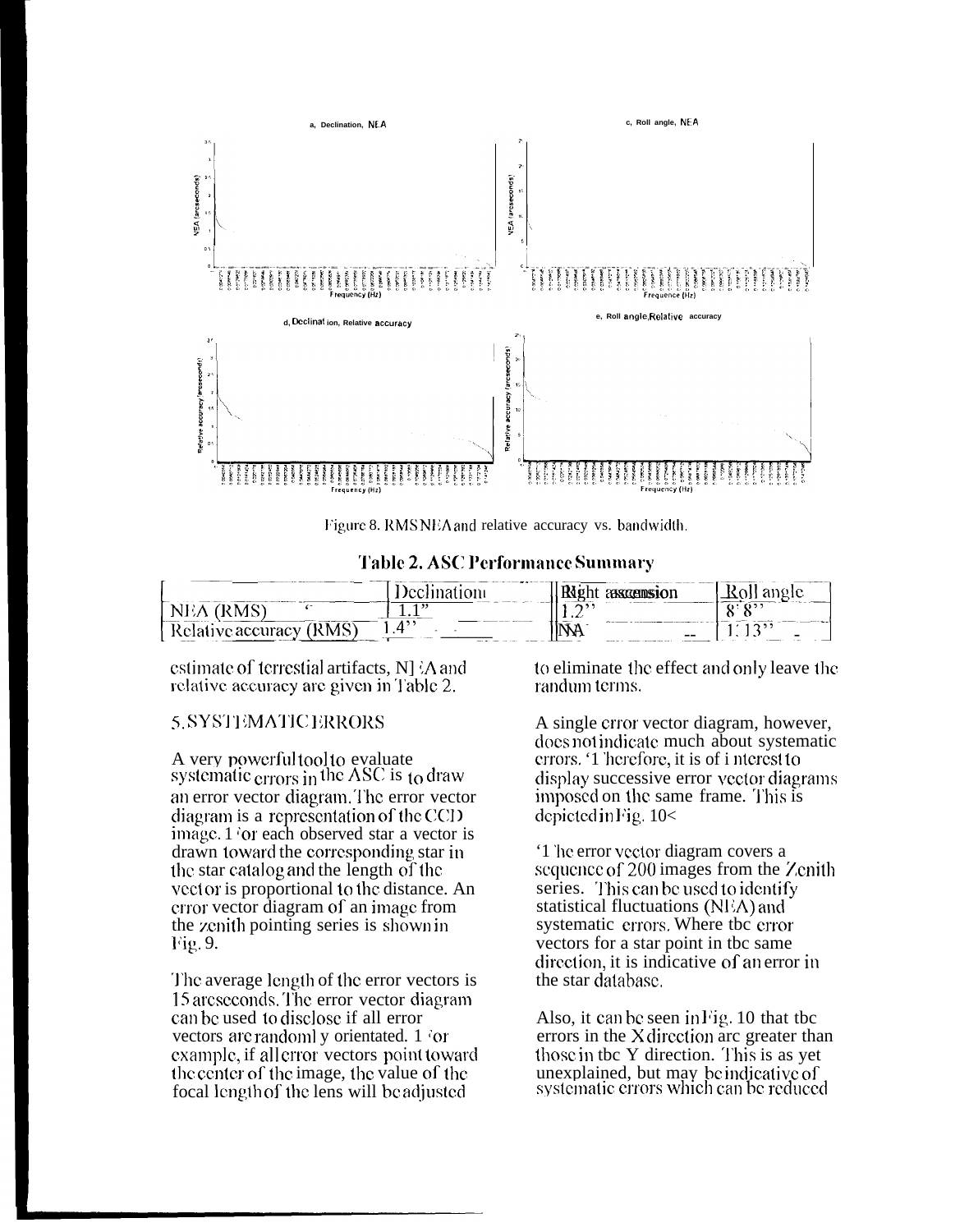Figure 8. RMS NEA and relative accuracy vs. bandwidth.

**Table 2. ASC Performance Summary**

| | Declination | Right ascension | Roll angle |
|---|---|---|---|
| NEA (RMS) | 1.1" | 1.2" | 8.8" |
| Relative accuracy (RMS) | 1.4" | NA | 1.13" |

estimate of terrestial artifacts, NEA and relative accuracy are given in Table 2.

## 5. SYSTEMATIC ERRORS

A very powerful tool to evaluate systematic errors in the ASC is to draw an error vector diagram. The error vector diagram is a representation of the CCD image. For each observed star a vector is drawn toward the corresponding star in the star catalog and the length of the vector is proportional to the distance. An error vector diagram of an image from the zenith pointing series is shown in Fig. 9.

The average length of the error vectors is 15 arcseconds. The error vector diagram can be used to disclose if all error vectors are randomly orientated. For example, if all error vectors point toward the center of the image, the value of the focal length of the lens will be adjusted to eliminate the effect and only leave the randum terms.

A single error vector diagram, however, does not indicate much about systematic errors. Therefore, it is of interest to display successive error vector diagrams imposed on the same frame. This is depicted in Fig. 10<

The error vector diagram covers a sequence of 200 images from the Zenith series. This can be used to identify statistical fluctuations (NEA) and systematic errors. Where the error vectors for a star point in the same direction, it is indicative of an error in the star database.

Also, it can be seen in Fig. 10 that the errors in the X direction are greater than those in the Y direction. This is as yet unexplained, but may be indicative of systematic errors which can be reduced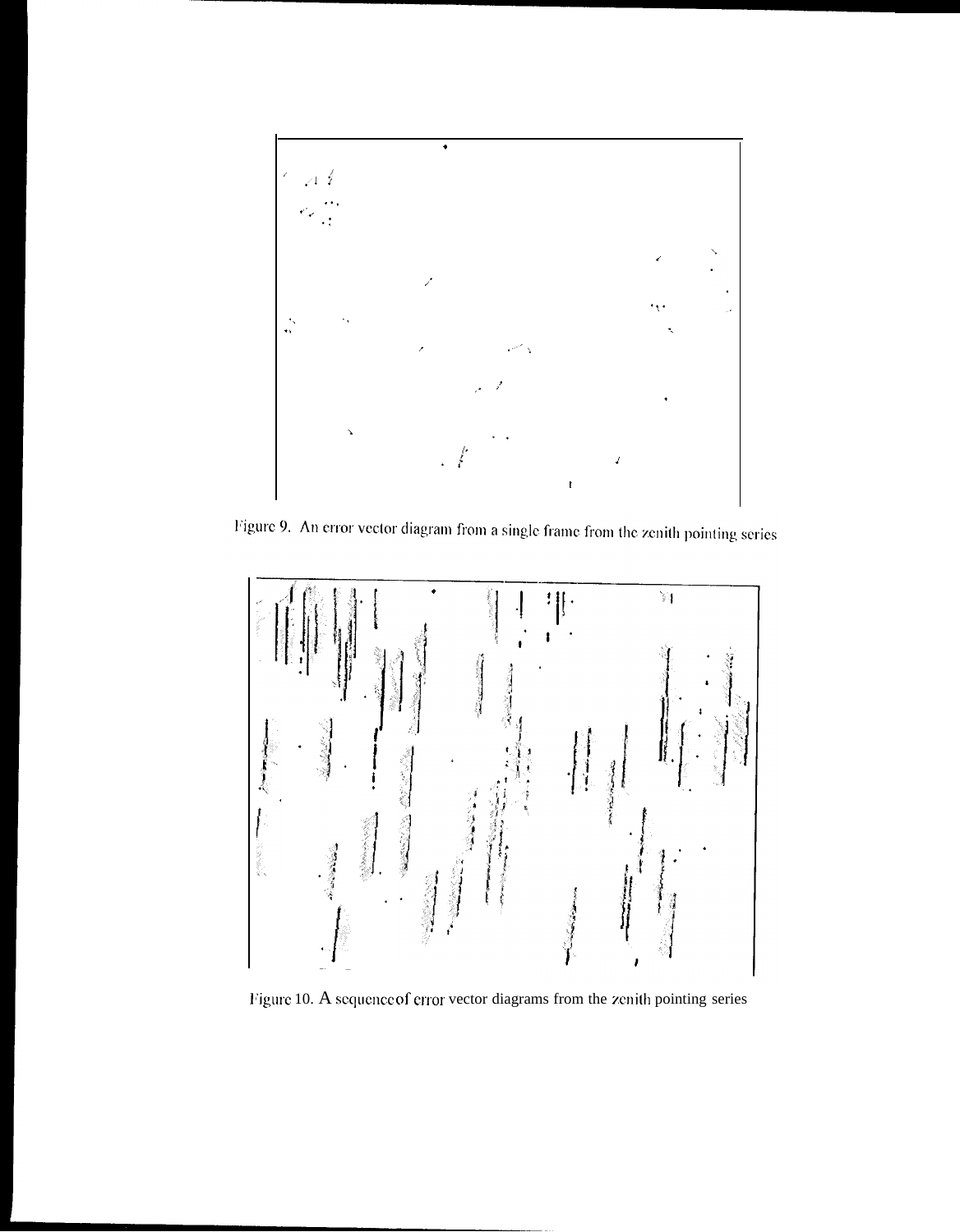Figure 9. An error vector diagram from a single frame from the zenith pointing series

Figure 10. A sequence of error vector diagrams from the zenith pointing series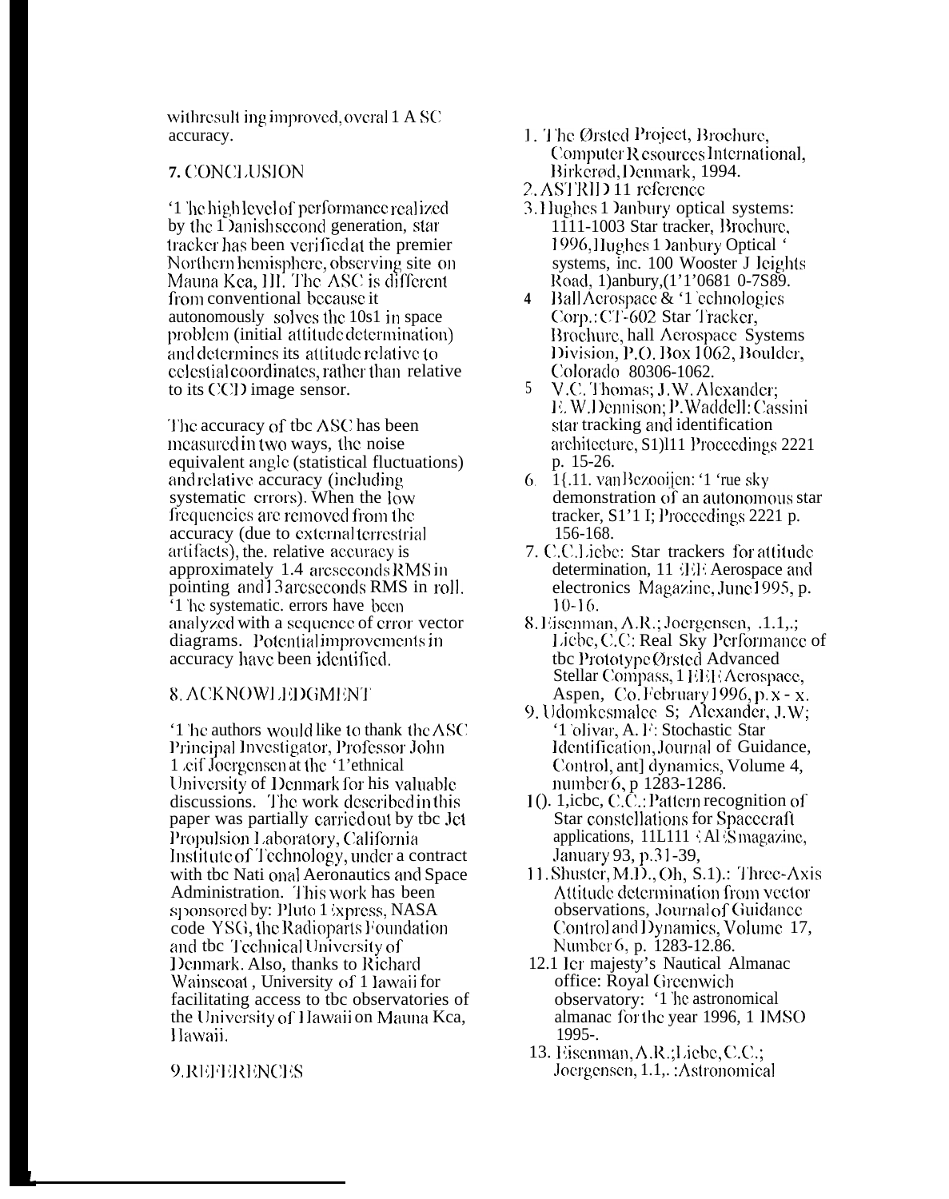with resulting improved, overall ASC accuracy.

## 7. CONCLUSION

The high level of performance realized by the Danish second generation, star tracker has been verified at the premier Northern hemisphere, observing site on Mauna Kea, HI. The ASC is different from conventional because it autonomously solves the lost in space problem (initial attitude determination) and determines its attitude relative to celestial coordinates, rather than relative to its CCD image sensor.

The accuracy of the ASC has been measured in two ways, the noise equivalent angle (statistical fluctuations) and relative accuracy (including systematic errors). When the low frequencies are removed from the accuracy (due to external terrestrial artifacts), the. relative accuracy is approximately 1.4 arcseconds RMS in pointing and 13 arcseconds RMS in roll. The systematic. errors have been analyzed with a sequence of error vector diagrams. Potential improvements in accuracy have been identified.

## 8. ACKNOWLEDGMENT

The authors would like to thank the ASC Principal Investigator, Professor John Leif Joergensen at the Technical University of Denmark for his valuable discussions. The work described in this paper was partially carried out by the Jet Propulsion Laboratory, California Institute of Technology, under a contract with the National Aeronautics and Space Administration. This work has been sponsored by: Pluto Express, NASA code YSG, the Radioparts Foundation and the Technical University of Denmark. Also, thanks to Richard Wainscoat, University of Hawaii for facilitating access to the observatories of the University of Hawaii on Mauna Kea, Hawaii.

## 9. REFERENCES

1. The Ørsted Project, Brochure, Computer Resources International, Birkerød, Denmark, 1994.
2. ASTRID 11 reference
3. Hughes Danbury optical systems: HD-1003 Star tracker, Brochure, 1996, Hughes Danbury Optical systems, inc. 100 Wooster Heights Road, Danbury, (TT0681 0-7S89.
4. Ball Aerospace & Technologies Corp.: CT-602 Star Tracker, Brochure, Ball Aerospace Systems Division, P.O. Box 1062, Boulder, Colorado 80306-1062.
5. V.C. Thomas; J.W. Alexander; E.W. Dennison; P. Waddell: Cassini star tracking and identification architecture, SPIE Proceedings 2221 p. 15-26.
6. H.J.J. van Bezooijen: True sky demonstration of an autonomous star tracker, SPIE Proceedings 2221 p. 156-168.
7. C.C. Liebe: Star trackers for attitude determination, IEEE Aerospace and electronics Magazine, June 1995, p. 10-16.
8. Eisenman, A.R.; Joergensen, J.L.; Liebe, C.C: Real Sky Performance of the Prototype Ørsted Advanced Stellar Compass, IEEE Aerospace, Aspen, Co. February 1996, p. x - x.
9. Udomkesmalee S; Alexander, J.W; Tolivar, A. F: Stochastic Star Identification, Journal of Guidance, Control, and dynamics, Volume 4, number 6, p 1283-1286.
10. Liebe, C.C.: Pattern recognition of Star constellations for Spacecraft applications, IEEE AES magazine, January 93, p.31-39,
11. Shuster, M.D., Oh, S.D.: Three-Axis Attitude determination from vector observations, Journal of Guidance Control and Dynamics, Volume 17, Number 6, p. 1283-1286.
12. Her majesty's Nautical Almanac office: Royal Greenwich observatory: The astronomical almanac for the year 1996, HMSO 1995-.
13. Eisenman, A.R.; Liebe, C.C.; Joergensen, J.L.: Astronomical